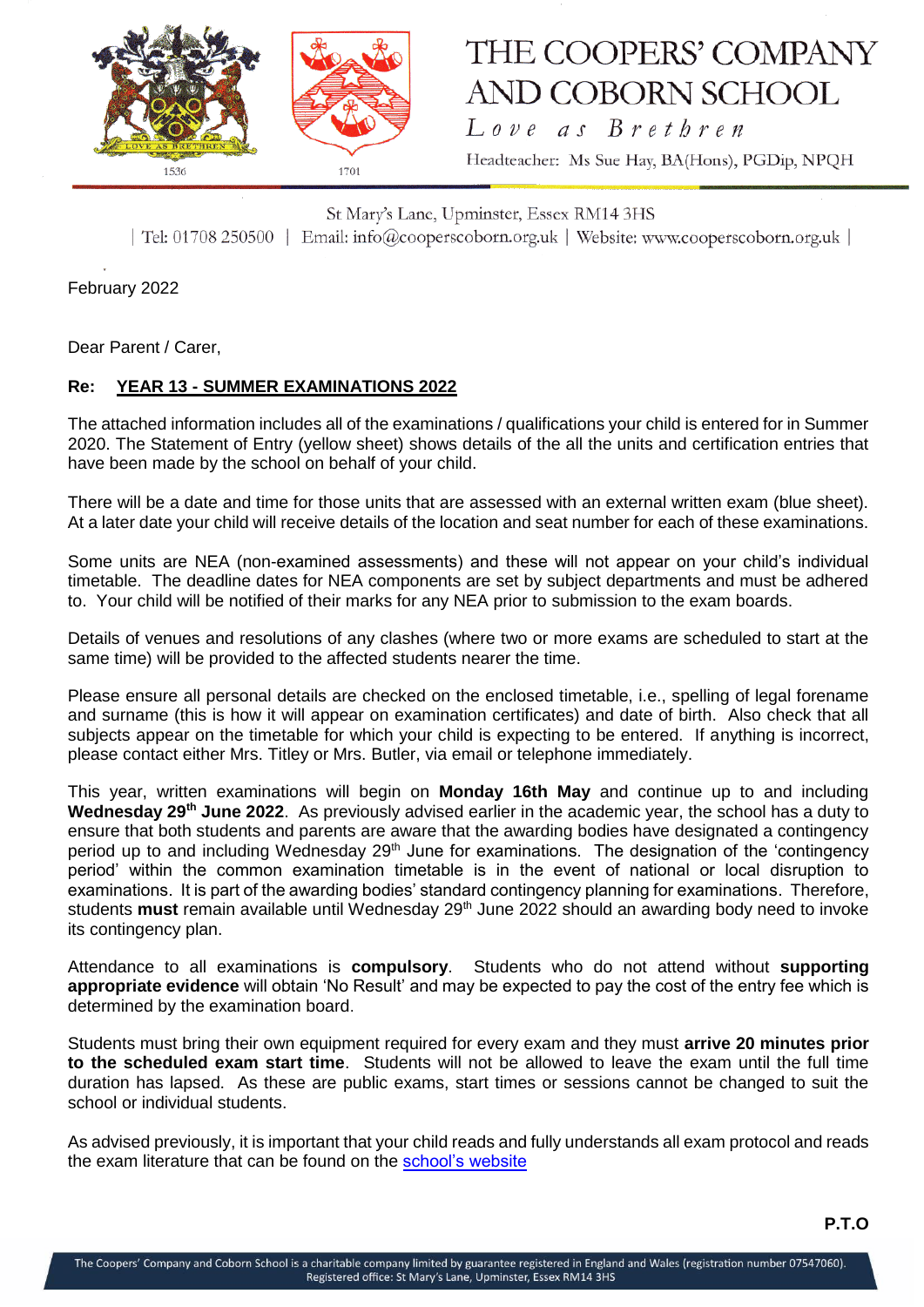# THE COOPERS' COMPANY AND COBORN SCHOOL

*Love as Brethren*

Headteacher: Ms Sue Hay, BA(Hons), PGDip, NPQH

St Mary's Lane, Upminster, Essex RM14 3HS

| Tel: 01708 250500 | Email: info@cooperscoborn.org.uk | Website: www.cooperscoborn.org.uk |

February 2022

Dear Parent / Carer,

**Re: <u>YEAR 13 - SUMMER EXAMINATIONS 2022</u>**

The attached information includes all of the examinations / qualifications your child is entered for in Summer 2020. The Statement of Entry (yellow sheet) shows details of the all the units and certification entries that have been made by the school on behalf of your child.

There will be a date and time for those units that are assessed with an external written exam (blue sheet). At a later date your child will receive details of the location and seat number for each of these examinations.

Some units are NEA (non-examined assessments) and these will not appear on your child's individual timetable. The deadline dates for NEA components are set by subject departments and must be adhered to. Your child will be notified of their marks for any NEA prior to submission to the exam boards.

Details of venues and resolutions of any clashes (where two or more exams are scheduled to start at the same time) will be provided to the affected students nearer the time.

Please ensure all personal details are checked on the enclosed timetable, i.e., spelling of legal forename and surname (this is how it will appear on examination certificates) and date of birth. Also check that all subjects appear on the timetable for which your child is expecting to be entered. If anything is incorrect, please contact either Mrs. Titley or Mrs. Butler, via email or telephone immediately.

This year, written examinations will begin on **Monday 16th May** and continue up to and including **Wednesday 29th June 2022**. As previously advised earlier in the academic year, the school has a duty to ensure that both students and parents are aware that the awarding bodies have designated a contingency period up to and including Wednesday 29th June for examinations. The designation of the 'contingency period' within the common examination timetable is in the event of national or local disruption to examinations. It is part of the awarding bodies' standard contingency planning for examinations. Therefore, students **must** remain available until Wednesday 29th June 2022 should an awarding body need to invoke its contingency plan.

Attendance to all examinations is **compulsory**. Students who do not attend without **supporting appropriate evidence** will obtain 'No Result' and may be expected to pay the cost of the entry fee which is determined by the examination board.

Students must bring their own equipment required for every exam and they must **arrive 20 minutes prior to the scheduled exam start time**. Students will not be allowed to leave the exam until the full time duration has lapsed. As these are public exams, start times or sessions cannot be changed to suit the school or individual students.

As advised previously, it is important that your child reads and fully understands all exam protocol and reads the exam literature that can be found on the school's website

**P.T.O**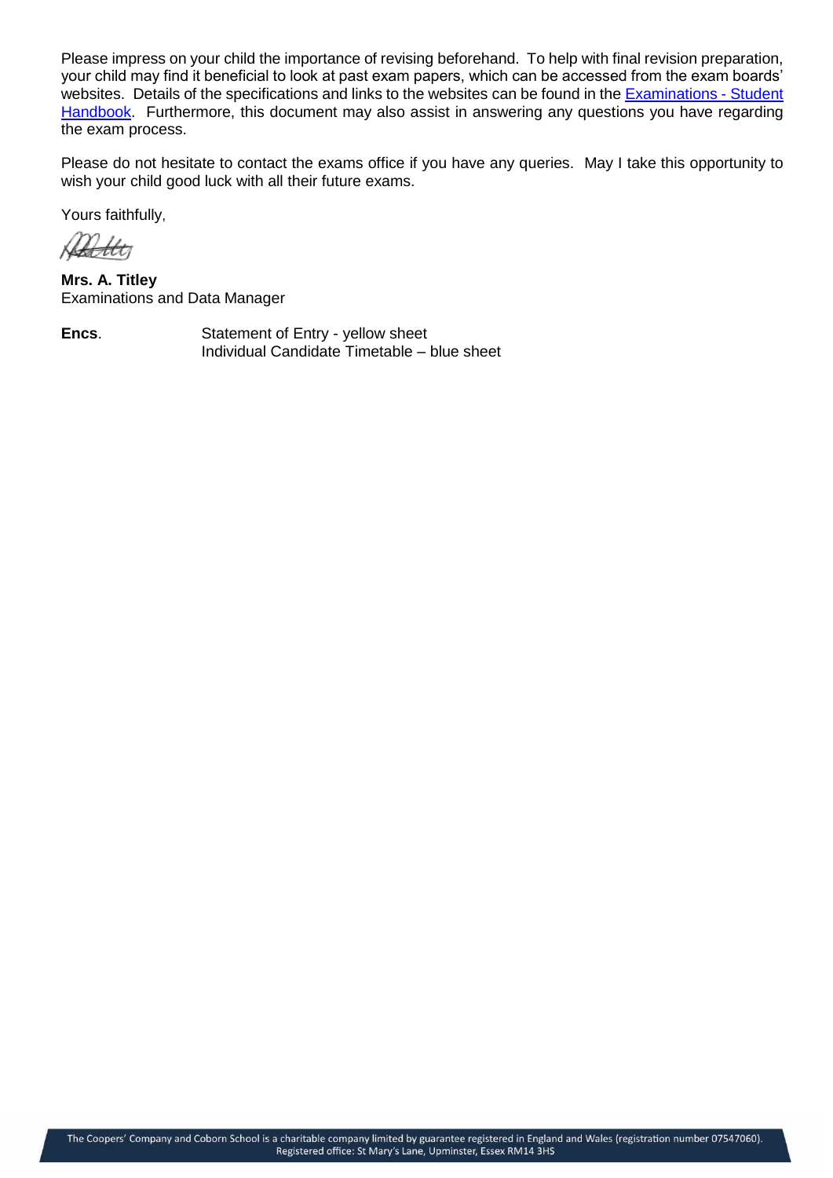Please impress on your child the importance of revising beforehand. To help with final revision preparation, your child may find it beneficial to look at past exam papers, which can be accessed from the exam boards' websites. Details of the specifications and links to the websites can be found in the Examinations - Student Handbook. Furthermore, this document may also assist in answering any questions you have regarding the exam process.

Please do not hesitate to contact the exams office if you have any queries. May I take this opportunity to wish your child good luck with all their future exams.

Yours faithfully,

**Mrs. A. Titley**
Examinations and Data Manager

**Encs**. Statement of Entry - yellow sheet
Individual Candidate Timetable – blue sheet

The Coopers' Company and Coborn School is a charitable company limited by guarantee registered in England and Wales (registration number 07547060).
Registered office: St Mary's Lane, Upminster, Essex RM14 3HS